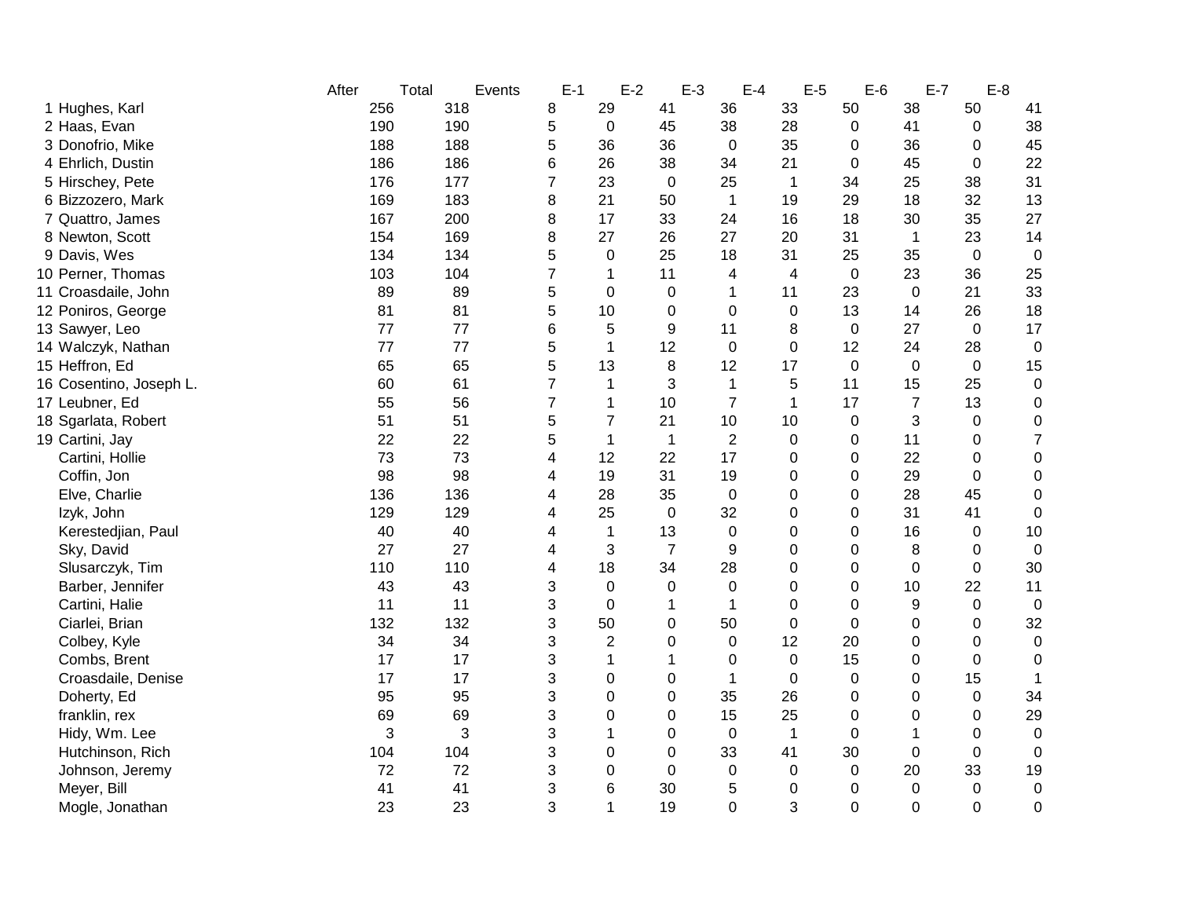| | | After | Total | Events | E-1 | E-2 | E-3 | E-4 | E-5 | E-6 | E-7 | E-8 |
|---|---|---|---|---|---|---|---|---|---|---|---|---|
| 1 | Hughes, Karl | 256 | 318 | 8 | 29 | 41 | 36 | 33 | 50 | 38 | 50 | 41 |
| 2 | Haas, Evan | 190 | 190 | 5 | 0 | 45 | 38 | 28 | 0 | 41 | 0 | 38 |
| 3 | Donofrio, Mike | 188 | 188 | 5 | 36 | 36 | 0 | 35 | 0 | 36 | 0 | 45 |
| 4 | Ehrlich, Dustin | 186 | 186 | 6 | 26 | 38 | 34 | 21 | 0 | 45 | 0 | 22 |
| 5 | Hirschey, Pete | 176 | 177 | 7 | 23 | 0 | 25 | 1 | 34 | 25 | 38 | 31 |
| 6 | Bizzozero, Mark | 169 | 183 | 8 | 21 | 50 | 1 | 19 | 29 | 18 | 32 | 13 |
| 7 | Quattro, James | 167 | 200 | 8 | 17 | 33 | 24 | 16 | 18 | 30 | 35 | 27 |
| 8 | Newton, Scott | 154 | 169 | 8 | 27 | 26 | 27 | 20 | 31 | 1 | 23 | 14 |
| 9 | Davis, Wes | 134 | 134 | 5 | 0 | 25 | 18 | 31 | 25 | 35 | 0 | 0 |
| 10 | Perner, Thomas | 103 | 104 | 7 | 1 | 11 | 4 | 4 | 0 | 23 | 36 | 25 |
| 11 | Croasdaile, John | 89 | 89 | 5 | 0 | 0 | 1 | 11 | 23 | 0 | 21 | 33 |
| 12 | Poniros, George | 81 | 81 | 5 | 10 | 0 | 0 | 0 | 13 | 14 | 26 | 18 |
| 13 | Sawyer, Leo | 77 | 77 | 6 | 5 | 9 | 11 | 8 | 0 | 27 | 0 | 17 |
| 14 | Walczyk, Nathan | 77 | 77 | 5 | 1 | 12 | 0 | 0 | 12 | 24 | 28 | 0 |
| 15 | Heffron, Ed | 65 | 65 | 5 | 13 | 8 | 12 | 17 | 0 | 0 | 0 | 15 |
| 16 | Cosentino, Joseph L. | 60 | 61 | 7 | 1 | 3 | 1 | 5 | 11 | 15 | 25 | 0 |
| 17 | Leubner, Ed | 55 | 56 | 7 | 1 | 10 | 7 | 1 | 17 | 7 | 13 | 0 |
| 18 | Sgarlata, Robert | 51 | 51 | 5 | 7 | 21 | 10 | 10 | 0 | 3 | 0 | 0 |
| 19 | Cartini, Jay | 22 | 22 | 5 | 1 | 1 | 2 | 0 | 0 | 11 | 0 | 7 |
| | Cartini, Hollie | 73 | 73 | 4 | 12 | 22 | 17 | 0 | 0 | 22 | 0 | 0 |
| | Coffin, Jon | 98 | 98 | 4 | 19 | 31 | 19 | 0 | 0 | 29 | 0 | 0 |
| | Elve, Charlie | 136 | 136 | 4 | 28 | 35 | 0 | 0 | 0 | 28 | 45 | 0 |
| | Izyk, John | 129 | 129 | 4 | 25 | 0 | 32 | 0 | 0 | 31 | 41 | 0 |
| | Kerestedjian, Paul | 40 | 40 | 4 | 1 | 13 | 0 | 0 | 0 | 16 | 0 | 10 |
| | Sky, David | 27 | 27 | 4 | 3 | 7 | 9 | 0 | 0 | 8 | 0 | 0 |
| | Slusarczyk, Tim | 110 | 110 | 4 | 18 | 34 | 28 | 0 | 0 | 0 | 0 | 30 |
| | Barber, Jennifer | 43 | 43 | 3 | 0 | 0 | 0 | 0 | 0 | 10 | 22 | 11 |
| | Cartini, Halie | 11 | 11 | 3 | 0 | 1 | 1 | 0 | 0 | 9 | 0 | 0 |
| | Ciarlei, Brian | 132 | 132 | 3 | 50 | 0 | 50 | 0 | 0 | 0 | 0 | 32 |
| | Colbey, Kyle | 34 | 34 | 3 | 2 | 0 | 0 | 12 | 20 | 0 | 0 | 0 |
| | Combs, Brent | 17 | 17 | 3 | 1 | 1 | 0 | 0 | 15 | 0 | 0 | 0 |
| | Croasdaile, Denise | 17 | 17 | 3 | 0 | 0 | 1 | 0 | 0 | 0 | 15 | 1 |
| | Doherty, Ed | 95 | 95 | 3 | 0 | 0 | 35 | 26 | 0 | 0 | 0 | 34 |
| | franklin, rex | 69 | 69 | 3 | 0 | 0 | 15 | 25 | 0 | 0 | 0 | 29 |
| | Hidy, Wm. Lee | 3 | 3 | 3 | 1 | 0 | 0 | 1 | 0 | 1 | 0 | 0 |
| | Hutchinson, Rich | 104 | 104 | 3 | 0 | 0 | 33 | 41 | 30 | 0 | 0 | 0 |
| | Johnson, Jeremy | 72 | 72 | 3 | 0 | 0 | 0 | 0 | 0 | 20 | 33 | 19 |
| | Meyer, Bill | 41 | 41 | 3 | 6 | 30 | 5 | 0 | 0 | 0 | 0 | 0 |
| | Mogle, Jonathan | 23 | 23 | 3 | 1 | 19 | 0 | 3 | 0 | 0 | 0 | 0 |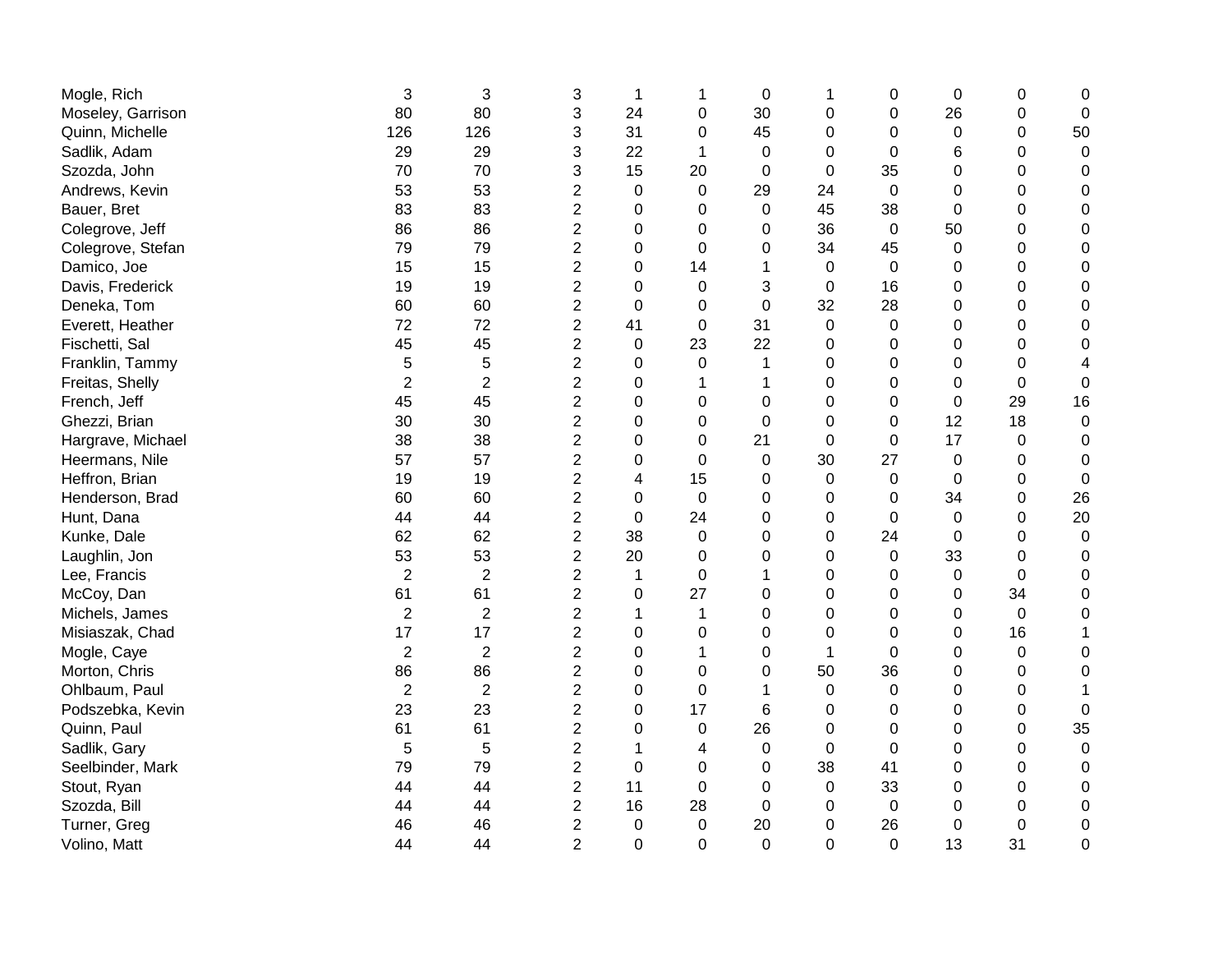| | | | | | | | | | | | |
|---|---|---|---|---|---|---|---|---|---|---|---|
| Mogle, Rich | 3 | 3 | 3 | 1 | 1 | 0 | 1 | 0 | 0 | 0 | 0 |
| Moseley, Garrison | 80 | 80 | 3 | 24 | 0 | 30 | 0 | 0 | 26 | 0 | 0 |
| Quinn, Michelle | 126 | 126 | 3 | 31 | 0 | 45 | 0 | 0 | 0 | 0 | 50 |
| Sadlik, Adam | 29 | 29 | 3 | 22 | 1 | 0 | 0 | 0 | 6 | 0 | 0 |
| Szozda, John | 70 | 70 | 3 | 15 | 20 | 0 | 0 | 35 | 0 | 0 | 0 |
| Andrews, Kevin | 53 | 53 | 2 | 0 | 0 | 29 | 24 | 0 | 0 | 0 | 0 |
| Bauer, Bret | 83 | 83 | 2 | 0 | 0 | 0 | 45 | 38 | 0 | 0 | 0 |
| Colegrove, Jeff | 86 | 86 | 2 | 0 | 0 | 0 | 36 | 0 | 50 | 0 | 0 |
| Colegrove, Stefan | 79 | 79 | 2 | 0 | 0 | 0 | 34 | 45 | 0 | 0 | 0 |
| Damico, Joe | 15 | 15 | 2 | 0 | 14 | 1 | 0 | 0 | 0 | 0 | 0 |
| Davis, Frederick | 19 | 19 | 2 | 0 | 0 | 3 | 0 | 16 | 0 | 0 | 0 |
| Deneka, Tom | 60 | 60 | 2 | 0 | 0 | 0 | 32 | 28 | 0 | 0 | 0 |
| Everett, Heather | 72 | 72 | 2 | 41 | 0 | 31 | 0 | 0 | 0 | 0 | 0 |
| Fischetti, Sal | 45 | 45 | 2 | 0 | 23 | 22 | 0 | 0 | 0 | 0 | 0 |
| Franklin, Tammy | 5 | 5 | 2 | 0 | 0 | 1 | 0 | 0 | 0 | 0 | 4 |
| Freitas, Shelly | 2 | 2 | 2 | 0 | 1 | 1 | 0 | 0 | 0 | 0 | 0 |
| French, Jeff | 45 | 45 | 2 | 0 | 0 | 0 | 0 | 0 | 0 | 29 | 16 |
| Ghezzi, Brian | 30 | 30 | 2 | 0 | 0 | 0 | 0 | 0 | 12 | 18 | 0 |
| Hargrave, Michael | 38 | 38 | 2 | 0 | 0 | 21 | 0 | 0 | 17 | 0 | 0 |
| Heermans, Nile | 57 | 57 | 2 | 0 | 0 | 0 | 30 | 27 | 0 | 0 | 0 |
| Heffron, Brian | 19 | 19 | 2 | 4 | 15 | 0 | 0 | 0 | 0 | 0 | 0 |
| Henderson, Brad | 60 | 60 | 2 | 0 | 0 | 0 | 0 | 0 | 34 | 0 | 26 |
| Hunt, Dana | 44 | 44 | 2 | 0 | 24 | 0 | 0 | 0 | 0 | 0 | 20 |
| Kunke, Dale | 62 | 62 | 2 | 38 | 0 | 0 | 0 | 24 | 0 | 0 | 0 |
| Laughlin, Jon | 53 | 53 | 2 | 20 | 0 | 0 | 0 | 0 | 33 | 0 | 0 |
| Lee, Francis | 2 | 2 | 2 | 1 | 0 | 1 | 0 | 0 | 0 | 0 | 0 |
| McCoy, Dan | 61 | 61 | 2 | 0 | 27 | 0 | 0 | 0 | 0 | 34 | 0 |
| Michels, James | 2 | 2 | 2 | 1 | 1 | 0 | 0 | 0 | 0 | 0 | 0 |
| Misiaszak, Chad | 17 | 17 | 2 | 0 | 0 | 0 | 0 | 0 | 0 | 16 | 1 |
| Mogle, Caye | 2 | 2 | 2 | 0 | 1 | 0 | 1 | 0 | 0 | 0 | 0 |
| Morton, Chris | 86 | 86 | 2 | 0 | 0 | 0 | 50 | 36 | 0 | 0 | 0 |
| Ohlbaum, Paul | 2 | 2 | 2 | 0 | 0 | 1 | 0 | 0 | 0 | 0 | 1 |
| Podszebka, Kevin | 23 | 23 | 2 | 0 | 17 | 6 | 0 | 0 | 0 | 0 | 0 |
| Quinn, Paul | 61 | 61 | 2 | 0 | 0 | 26 | 0 | 0 | 0 | 0 | 35 |
| Sadlik, Gary | 5 | 5 | 2 | 1 | 4 | 0 | 0 | 0 | 0 | 0 | 0 |
| Seelbinder, Mark | 79 | 79 | 2 | 0 | 0 | 0 | 38 | 41 | 0 | 0 | 0 |
| Stout, Ryan | 44 | 44 | 2 | 11 | 0 | 0 | 0 | 33 | 0 | 0 | 0 |
| Szozda, Bill | 44 | 44 | 2 | 16 | 28 | 0 | 0 | 0 | 0 | 0 | 0 |
| Turner, Greg | 46 | 46 | 2 | 0 | 0 | 20 | 0 | 26 | 0 | 0 | 0 |
| Volino, Matt | 44 | 44 | 2 | 0 | 0 | 0 | 0 | 0 | 13 | 31 | 0 |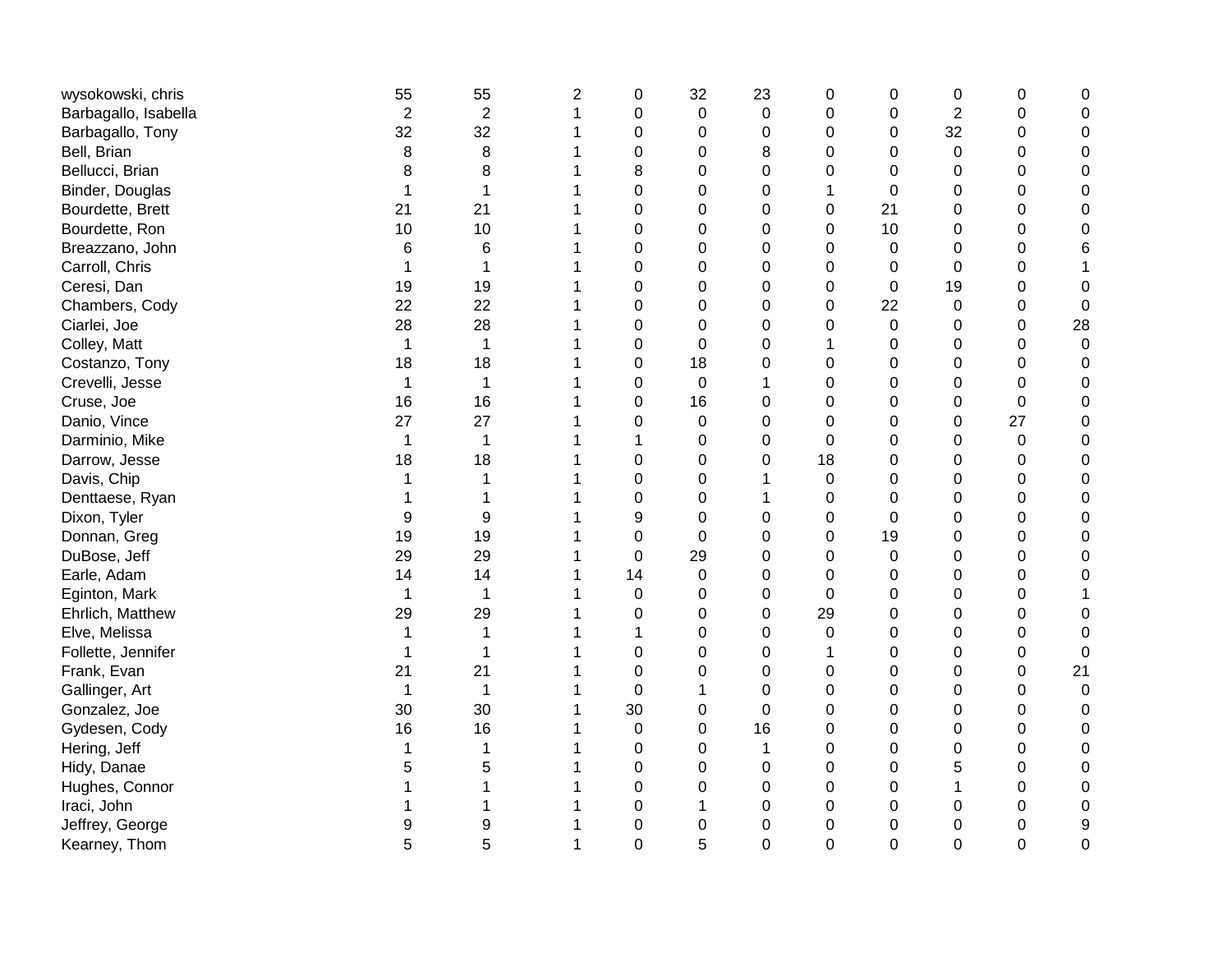| | | | | | | | | | | | |
|---|---|---|---|---|---|---|---|---|---|---|---|
| wysokowski, chris | 55 | 55 | 2 | 0 | 32 | 23 | 0 | 0 | 0 | 0 | 0 |
| Barbagallo, Isabella | 2 | 2 | 1 | 0 | 0 | 0 | 0 | 0 | 2 | 0 | 0 |
| Barbagallo, Tony | 32 | 32 | 1 | 0 | 0 | 0 | 0 | 0 | 32 | 0 | 0 |
| Bell, Brian | 8 | 8 | 1 | 0 | 0 | 8 | 0 | 0 | 0 | 0 | 0 |
| Bellucci, Brian | 8 | 8 | 1 | 8 | 0 | 0 | 0 | 0 | 0 | 0 | 0 |
| Binder, Douglas | 1 | 1 | 1 | 0 | 0 | 0 | 1 | 0 | 0 | 0 | 0 |
| Bourdette, Brett | 21 | 21 | 1 | 0 | 0 | 0 | 0 | 21 | 0 | 0 | 0 |
| Bourdette, Ron | 10 | 10 | 1 | 0 | 0 | 0 | 0 | 10 | 0 | 0 | 0 |
| Breazzano, John | 6 | 6 | 1 | 0 | 0 | 0 | 0 | 0 | 0 | 0 | 6 |
| Carroll, Chris | 1 | 1 | 1 | 0 | 0 | 0 | 0 | 0 | 0 | 0 | 1 |
| Ceresi, Dan | 19 | 19 | 1 | 0 | 0 | 0 | 0 | 0 | 19 | 0 | 0 |
| Chambers, Cody | 22 | 22 | 1 | 0 | 0 | 0 | 0 | 22 | 0 | 0 | 0 |
| Ciarlei, Joe | 28 | 28 | 1 | 0 | 0 | 0 | 0 | 0 | 0 | 0 | 28 |
| Colley, Matt | 1 | 1 | 1 | 0 | 0 | 0 | 1 | 0 | 0 | 0 | 0 |
| Costanzo, Tony | 18 | 18 | 1 | 0 | 18 | 0 | 0 | 0 | 0 | 0 | 0 |
| Crevelli, Jesse | 1 | 1 | 1 | 0 | 0 | 1 | 0 | 0 | 0 | 0 | 0 |
| Cruse, Joe | 16 | 16 | 1 | 0 | 16 | 0 | 0 | 0 | 0 | 0 | 0 |
| Danio, Vince | 27 | 27 | 1 | 0 | 0 | 0 | 0 | 0 | 0 | 27 | 0 |
| Darminio, Mike | 1 | 1 | 1 | 1 | 0 | 0 | 0 | 0 | 0 | 0 | 0 |
| Darrow, Jesse | 18 | 18 | 1 | 0 | 0 | 0 | 18 | 0 | 0 | 0 | 0 |
| Davis, Chip | 1 | 1 | 1 | 0 | 0 | 1 | 0 | 0 | 0 | 0 | 0 |
| Denttaese, Ryan | 1 | 1 | 1 | 0 | 0 | 1 | 0 | 0 | 0 | 0 | 0 |
| Dixon, Tyler | 9 | 9 | 1 | 9 | 0 | 0 | 0 | 0 | 0 | 0 | 0 |
| Donnan, Greg | 19 | 19 | 1 | 0 | 0 | 0 | 0 | 19 | 0 | 0 | 0 |
| DuBose, Jeff | 29 | 29 | 1 | 0 | 29 | 0 | 0 | 0 | 0 | 0 | 0 |
| Earle, Adam | 14 | 14 | 1 | 14 | 0 | 0 | 0 | 0 | 0 | 0 | 0 |
| Eginton, Mark | 1 | 1 | 1 | 0 | 0 | 0 | 0 | 0 | 0 | 0 | 1 |
| Ehrlich, Matthew | 29 | 29 | 1 | 0 | 0 | 0 | 29 | 0 | 0 | 0 | 0 |
| Elve, Melissa | 1 | 1 | 1 | 1 | 0 | 0 | 0 | 0 | 0 | 0 | 0 |
| Follette, Jennifer | 1 | 1 | 1 | 0 | 0 | 0 | 1 | 0 | 0 | 0 | 0 |
| Frank, Evan | 21 | 21 | 1 | 0 | 0 | 0 | 0 | 0 | 0 | 0 | 21 |
| Gallinger, Art | 1 | 1 | 1 | 0 | 1 | 0 | 0 | 0 | 0 | 0 | 0 |
| Gonzalez, Joe | 30 | 30 | 1 | 30 | 0 | 0 | 0 | 0 | 0 | 0 | 0 |
| Gydesen, Cody | 16 | 16 | 1 | 0 | 0 | 16 | 0 | 0 | 0 | 0 | 0 |
| Hering, Jeff | 1 | 1 | 1 | 0 | 0 | 1 | 0 | 0 | 0 | 0 | 0 |
| Hidy, Danae | 5 | 5 | 1 | 0 | 0 | 0 | 0 | 0 | 5 | 0 | 0 |
| Hughes, Connor | 1 | 1 | 1 | 0 | 0 | 0 | 0 | 0 | 1 | 0 | 0 |
| Iraci, John | 1 | 1 | 1 | 0 | 1 | 0 | 0 | 0 | 0 | 0 | 0 |
| Jeffrey, George | 9 | 9 | 1 | 0 | 0 | 0 | 0 | 0 | 0 | 0 | 9 |
| Kearney, Thom | 5 | 5 | 1 | 0 | 5 | 0 | 0 | 0 | 0 | 0 | 0 |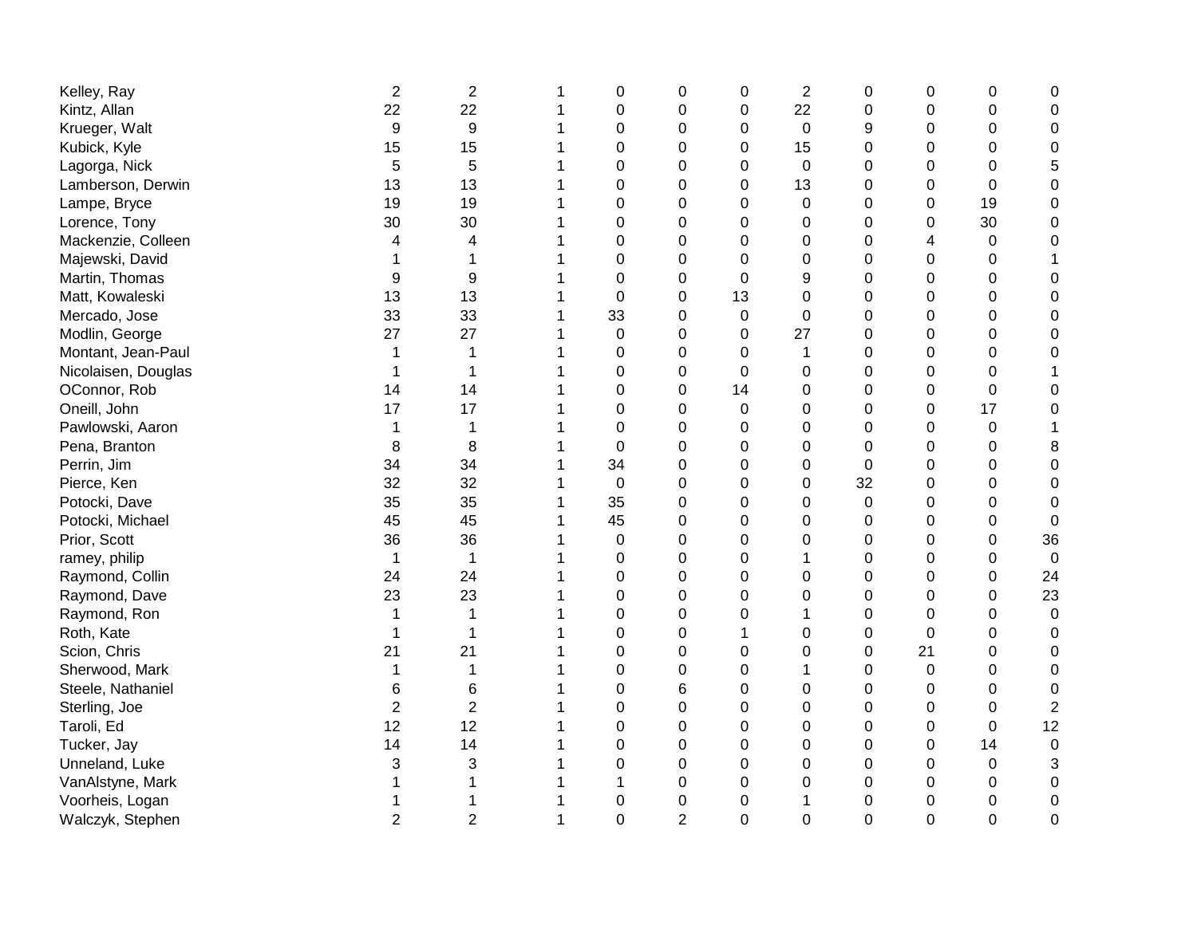| | | | | | | | | | | | |
|---|---|---|---|---|---|---|---|---|---|---|---|
| Kelley, Ray | 2 | 2 | 1 | 0 | 0 | 0 | 2 | 0 | 0 | 0 | 0 |
| Kintz, Allan | 22 | 22 | 1 | 0 | 0 | 0 | 22 | 0 | 0 | 0 | 0 |
| Krueger, Walt | 9 | 9 | 1 | 0 | 0 | 0 | 0 | 9 | 0 | 0 | 0 |
| Kubick, Kyle | 15 | 15 | 1 | 0 | 0 | 0 | 15 | 0 | 0 | 0 | 0 |
| Lagorga, Nick | 5 | 5 | 1 | 0 | 0 | 0 | 0 | 0 | 0 | 0 | 5 |
| Lamberson, Derwin | 13 | 13 | 1 | 0 | 0 | 0 | 13 | 0 | 0 | 0 | 0 |
| Lampe, Bryce | 19 | 19 | 1 | 0 | 0 | 0 | 0 | 0 | 0 | 19 | 0 |
| Lorence, Tony | 30 | 30 | 1 | 0 | 0 | 0 | 0 | 0 | 0 | 30 | 0 |
| Mackenzie, Colleen | 4 | 4 | 1 | 0 | 0 | 0 | 0 | 0 | 4 | 0 | 0 |
| Majewski, David | 1 | 1 | 1 | 0 | 0 | 0 | 0 | 0 | 0 | 0 | 1 |
| Martin, Thomas | 9 | 9 | 1 | 0 | 0 | 0 | 9 | 0 | 0 | 0 | 0 |
| Matt, Kowaleski | 13 | 13 | 1 | 0 | 0 | 13 | 0 | 0 | 0 | 0 | 0 |
| Mercado, Jose | 33 | 33 | 1 | 33 | 0 | 0 | 0 | 0 | 0 | 0 | 0 |
| Modlin, George | 27 | 27 | 1 | 0 | 0 | 0 | 27 | 0 | 0 | 0 | 0 |
| Montant, Jean-Paul | 1 | 1 | 1 | 0 | 0 | 0 | 1 | 0 | 0 | 0 | 0 |
| Nicolaisen, Douglas | 1 | 1 | 1 | 0 | 0 | 0 | 0 | 0 | 0 | 0 | 1 |
| OConnor, Rob | 14 | 14 | 1 | 0 | 0 | 14 | 0 | 0 | 0 | 0 | 0 |
| Oneill, John | 17 | 17 | 1 | 0 | 0 | 0 | 0 | 0 | 0 | 17 | 0 |
| Pawlowski, Aaron | 1 | 1 | 1 | 0 | 0 | 0 | 0 | 0 | 0 | 0 | 1 |
| Pena, Branton | 8 | 8 | 1 | 0 | 0 | 0 | 0 | 0 | 0 | 0 | 8 |
| Perrin, Jim | 34 | 34 | 1 | 34 | 0 | 0 | 0 | 0 | 0 | 0 | 0 |
| Pierce, Ken | 32 | 32 | 1 | 0 | 0 | 0 | 0 | 32 | 0 | 0 | 0 |
| Potocki, Dave | 35 | 35 | 1 | 35 | 0 | 0 | 0 | 0 | 0 | 0 | 0 |
| Potocki, Michael | 45 | 45 | 1 | 45 | 0 | 0 | 0 | 0 | 0 | 0 | 0 |
| Prior, Scott | 36 | 36 | 1 | 0 | 0 | 0 | 0 | 0 | 0 | 0 | 36 |
| ramey, philip | 1 | 1 | 1 | 0 | 0 | 0 | 1 | 0 | 0 | 0 | 0 |
| Raymond, Collin | 24 | 24 | 1 | 0 | 0 | 0 | 0 | 0 | 0 | 0 | 24 |
| Raymond, Dave | 23 | 23 | 1 | 0 | 0 | 0 | 0 | 0 | 0 | 0 | 23 |
| Raymond, Ron | 1 | 1 | 1 | 0 | 0 | 0 | 1 | 0 | 0 | 0 | 0 |
| Roth, Kate | 1 | 1 | 1 | 0 | 0 | 1 | 0 | 0 | 0 | 0 | 0 |
| Scion, Chris | 21 | 21 | 1 | 0 | 0 | 0 | 0 | 0 | 21 | 0 | 0 |
| Sherwood, Mark | 1 | 1 | 1 | 0 | 0 | 0 | 1 | 0 | 0 | 0 | 0 |
| Steele, Nathaniel | 6 | 6 | 1 | 0 | 6 | 0 | 0 | 0 | 0 | 0 | 0 |
| Sterling, Joe | 2 | 2 | 1 | 0 | 0 | 0 | 0 | 0 | 0 | 0 | 2 |
| Taroli, Ed | 12 | 12 | 1 | 0 | 0 | 0 | 0 | 0 | 0 | 0 | 12 |
| Tucker, Jay | 14 | 14 | 1 | 0 | 0 | 0 | 0 | 0 | 0 | 14 | 0 |
| Unneland, Luke | 3 | 3 | 1 | 0 | 0 | 0 | 0 | 0 | 0 | 0 | 3 |
| VanAlstyne, Mark | 1 | 1 | 1 | 1 | 0 | 0 | 0 | 0 | 0 | 0 | 0 |
| Voorheis, Logan | 1 | 1 | 1 | 0 | 0 | 0 | 1 | 0 | 0 | 0 | 0 |
| Walczyk, Stephen | 2 | 2 | 1 | 0 | 2 | 0 | 0 | 0 | 0 | 0 | 0 |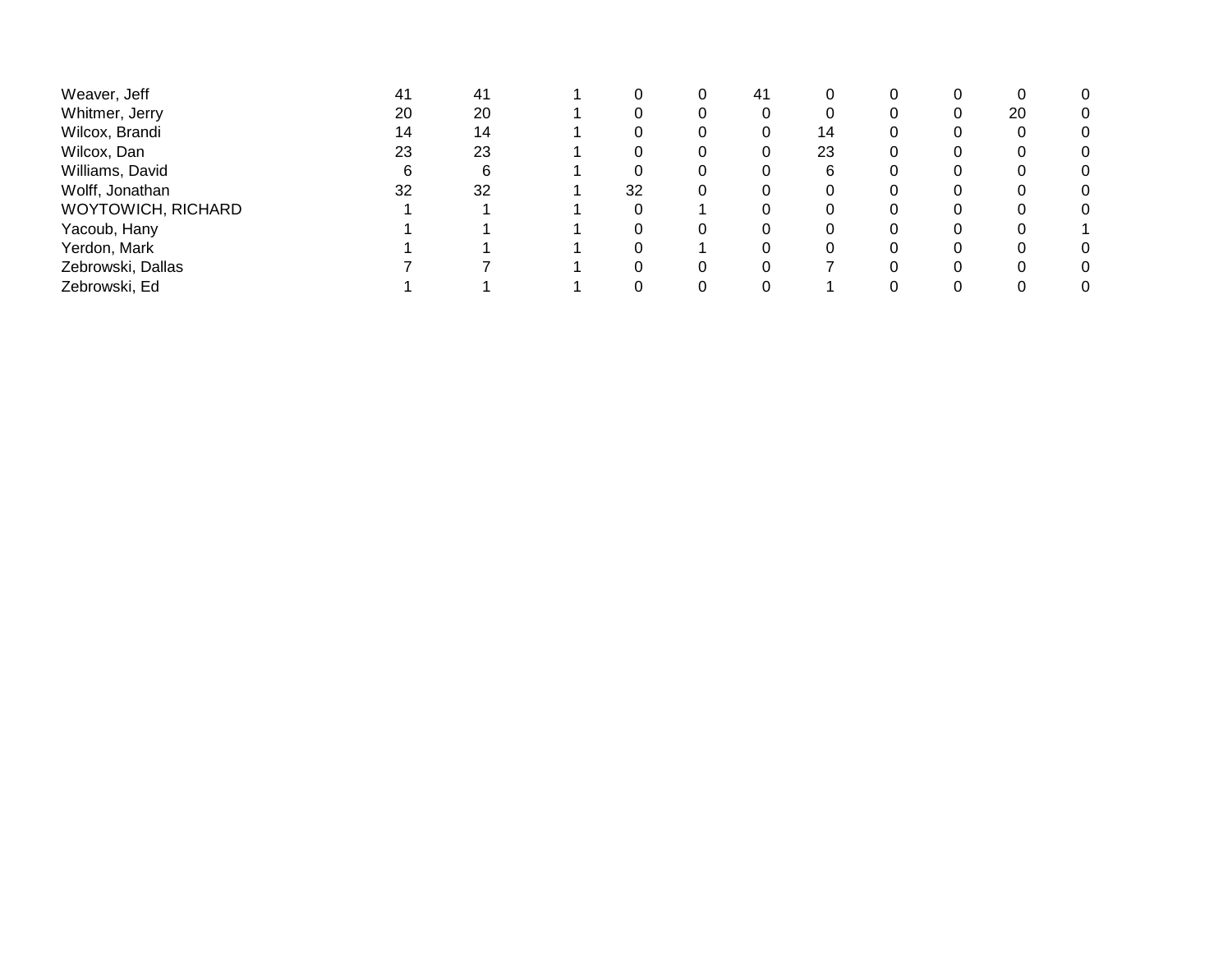| | | | | | | | | | | | |
|---|---|---|---|---|---|---|---|---|---|---|---|
| Weaver, Jeff | 41 | 41 | 1 | 0 | 0 | 41 | 0 | 0 | 0 | 0 | 0 |
| Whitmer, Jerry | 20 | 20 | 1 | 0 | 0 | 0 | 0 | 0 | 0 | 20 | 0 |
| Wilcox, Brandi | 14 | 14 | 1 | 0 | 0 | 0 | 14 | 0 | 0 | 0 | 0 |
| Wilcox, Dan | 23 | 23 | 1 | 0 | 0 | 0 | 23 | 0 | 0 | 0 | 0 |
| Williams, David | 6 | 6 | 1 | 0 | 0 | 0 | 6 | 0 | 0 | 0 | 0 |
| Wolff, Jonathan | 32 | 32 | 1 | 32 | 0 | 0 | 0 | 0 | 0 | 0 | 0 |
| WOYTOWICH, RICHARD | 1 | 1 | 1 | 0 | 1 | 0 | 0 | 0 | 0 | 0 | 0 |
| Yacoub, Hany | 1 | 1 | 1 | 0 | 0 | 0 | 0 | 0 | 0 | 0 | 1 |
| Yerdon, Mark | 1 | 1 | 1 | 0 | 1 | 0 | 0 | 0 | 0 | 0 | 0 |
| Zebrowski, Dallas | 7 | 7 | 1 | 0 | 0 | 0 | 7 | 0 | 0 | 0 | 0 |
| Zebrowski, Ed | 1 | 1 | 1 | 0 | 0 | 0 | 1 | 0 | 0 | 0 | 0 |